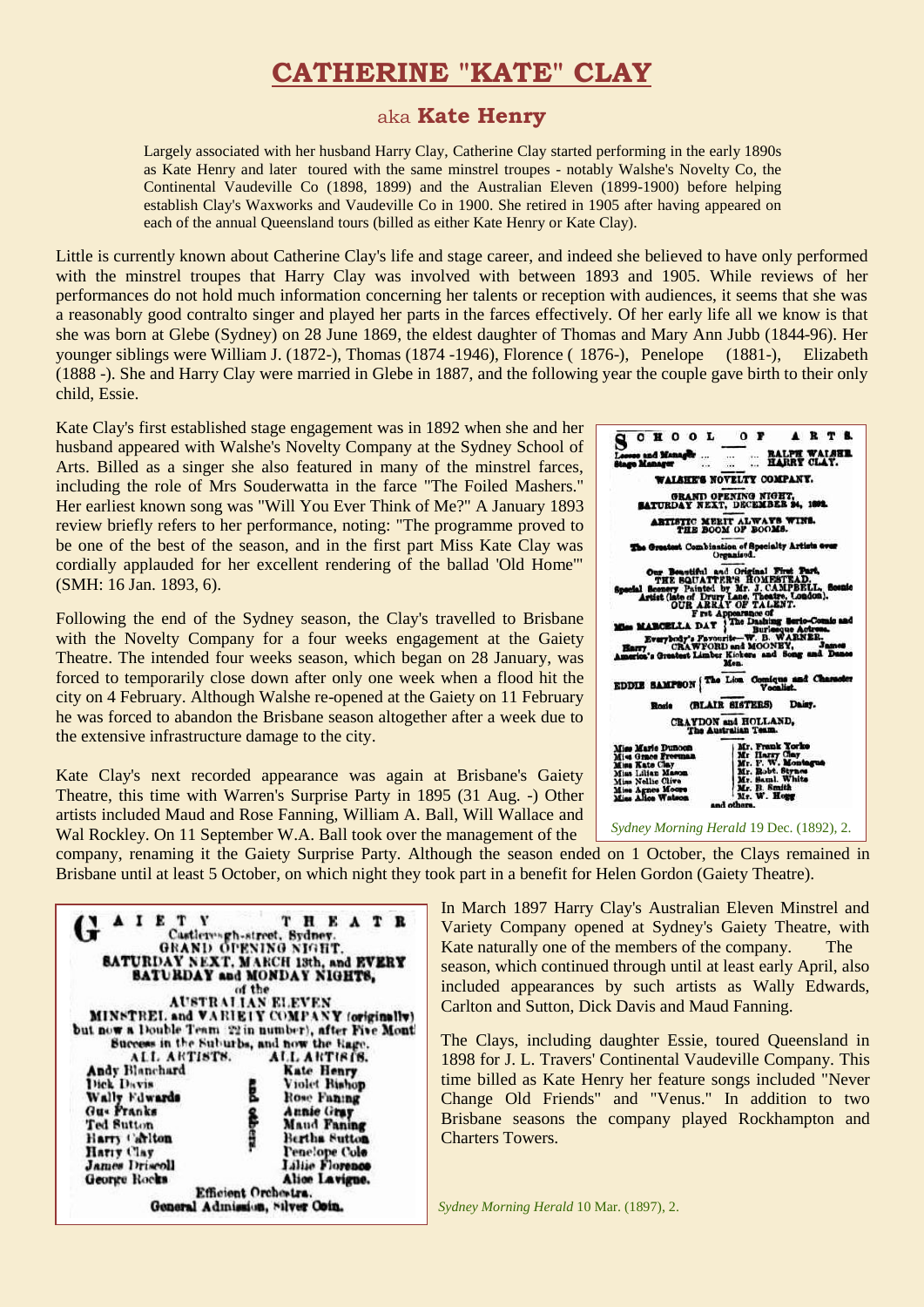# CATHERINE "KATE" CLAY

## aka **Kate Henry**

Largely associated with her husband Harry Clay, Catherine Clay started performing in the early 1890s as Kate Henry and later toured with the same minstrel troupes - notably Walshe's Novelty Co, the Continental Vaudeville Co (1898, 1899) and the Australian Eleven (1899-1900) before helping establish Clay's Waxworks and Vaudeville Co in 1900. She retired in 1905 after having appeared on each of the annual Queensland tours (billed as either Kate Henry or Kate Clay).

Little is currently known about Catherine Clay's life and stage career, and indeed she believed to have only performed with the minstrel troupes that Harry Clay was involved with between 1893 and 1905. While reviews of her performances do not hold much information concerning her talents or reception with audiences, it seems that she was a reasonably good contralto singer and played her parts in the farces effectively. Of her early life all we know is that she was born at Glebe (Sydney) on 28 June 1869, the eldest daughter of Thomas and Mary Ann Jubb (1844-96). Her younger siblings were William J. (1872-), Thomas (1874 -1946), Florence ( 1876-), Penelope (1881-), Elizabeth (1888 -). She and Harry Clay were married in Glebe in 1887, and the following year the couple gave birth to their only child, Essie.

Kate Clay's first established stage engagement was in 1892 when she and her husband appeared with Walshe's Novelty Company at the Sydney School of Arts. Billed as a singer she also featured in many of the minstrel farces, including the role of Mrs Souderwatta in the farce "The Foiled Mashers." Her earliest known song was "Will You Ever Think of Me?" A January 1893 review briefly refers to her performance, noting: "The programme proved to be one of the best of the season, and in the first part Miss Kate Clay was cordially applauded for her excellent rendering of the ballad 'Old Home'" (SMH: 16 Jan. 1893, 6).

SCHOOL OF ARTS.
Lessee and Manager ... RALPH WALSHE.
Stage Manager ... HARRY CLAY.
WALSHE'S NOVELTY COMPANY.
GRAND OPENING NIGHT,
SATURDAY NEXT, DECEMBER 24, 1892.
ARTISTIC MERIT ALWAYS WINS.
THE BOOM OF BOOMS.
The Greatest Combination of Specialty Artists ever Organised.
Our Beautiful and Original First Part,
THE SQUATTER'S HOMESTEAD.
Special Scenery Painted by Mr. J. CAMPBELL, Scenic Artist (late of Drury Lane Theatre, London).
OUR ARRAY OF TALENT.
First Appearance of
Miss MARCELLA DAY { The Dashing Serio-Comic and Burlesque Actress.
Everybody's Favourite—W. B. WARNER.
Harry CRAWFORD and MOONEY, James
America's Greatest Limber Kickers and Song and Dance Men.
EDDIE SAMPSON { The Lion Comique and Character Vocalist.
Rosie (BLAIR SISTERS) Daisy.
CRAYDON and HOLLAND,
The Australian Team.
Miss Marie Dunoon, Miss Grace Freeman, Miss Kate Clay, Miss Lilian Mason, Miss Nellie Olive, Miss Agnes Moore, Miss Alice Watson | Mr. Frank Yorke, Mr Harry Clay, Mr. F. W. Montague, Mr. Robt. Byrnes, Mr. Saml. White, Mr. B. Smith, Mr. W. Hogg
and others.

*Sydney Morning Herald* 19 Dec. (1892), 2.

Following the end of the Sydney season, the Clay's travelled to Brisbane with the Novelty Company for a four weeks engagement at the Gaiety Theatre. The intended four weeks season, which began on 28 January, was forced to temporarily close down after only one week when a flood hit the city on 4 February. Although Walshe re-opened at the Gaiety on 11 February he was forced to abandon the Brisbane season altogether after a week due to the extensive infrastructure damage to the city.

Kate Clay's next recorded appearance was again at Brisbane's Gaiety Theatre, this time with Warren's Surprise Party in 1895 (31 Aug. -) Other artists included Maud and Rose Fanning, William A. Ball, Will Wallace and Wal Rockley. On 11 September W.A. Ball took over the management of the company, renaming it the Gaiety Surprise Party. Although the season ended on 1 October, the Clays remained in Brisbane until at least 5 October, on which night they took part in a benefit for Helen Gordon (Gaiety Theatre).

GAIETY THEATRE
Castlereagh-street, Sydney.
GRAND OPENING NIGHT.
SATURDAY NEXT, MARCH 13th, and EVERY SATURDAY and MONDAY NIGHTS,
of the
AUSTRALIAN ELEVEN
MINSTREL and VARIETY COMPANY (originally) but now a Double Team (22 in number), after Five Months Success in the Suburbs, and now the Stage.

| ALL ARTISTS. | ALL ARTISTS. |
|---|---|
| Andy Blanchard | Kate Henry |
| Dick Davis | Violet Bishop |
| Wally Edwards | Rose Faning |
| Gus Franks | Annie Gray |
| Ted Sutton | Maud Faning |
| Harry Carlton | Bertha Sutton |
| Harry Clay | Penelope Cole |
| James Driscoll | Lillie Florence |
| George Rocks | Alice Lavigne. |

and others.
Efficient Orchestra.
General Admission, Silver Coin.

*Sydney Morning Herald* 10 Mar. (1897), 2.

In March 1897 Harry Clay's Australian Eleven Minstrel and Variety Company opened at Sydney's Gaiety Theatre, with Kate naturally one of the members of the company. The season, which continued through until at least early April, also included appearances by such artists as Wally Edwards, Carlton and Sutton, Dick Davis and Maud Fanning.

The Clays, including daughter Essie, toured Queensland in 1898 for J. L. Travers' Continental Vaudeville Company. This time billed as Kate Henry her feature songs included "Never Change Old Friends" and "Venus." In addition to two Brisbane seasons the company played Rockhampton and Charters Towers.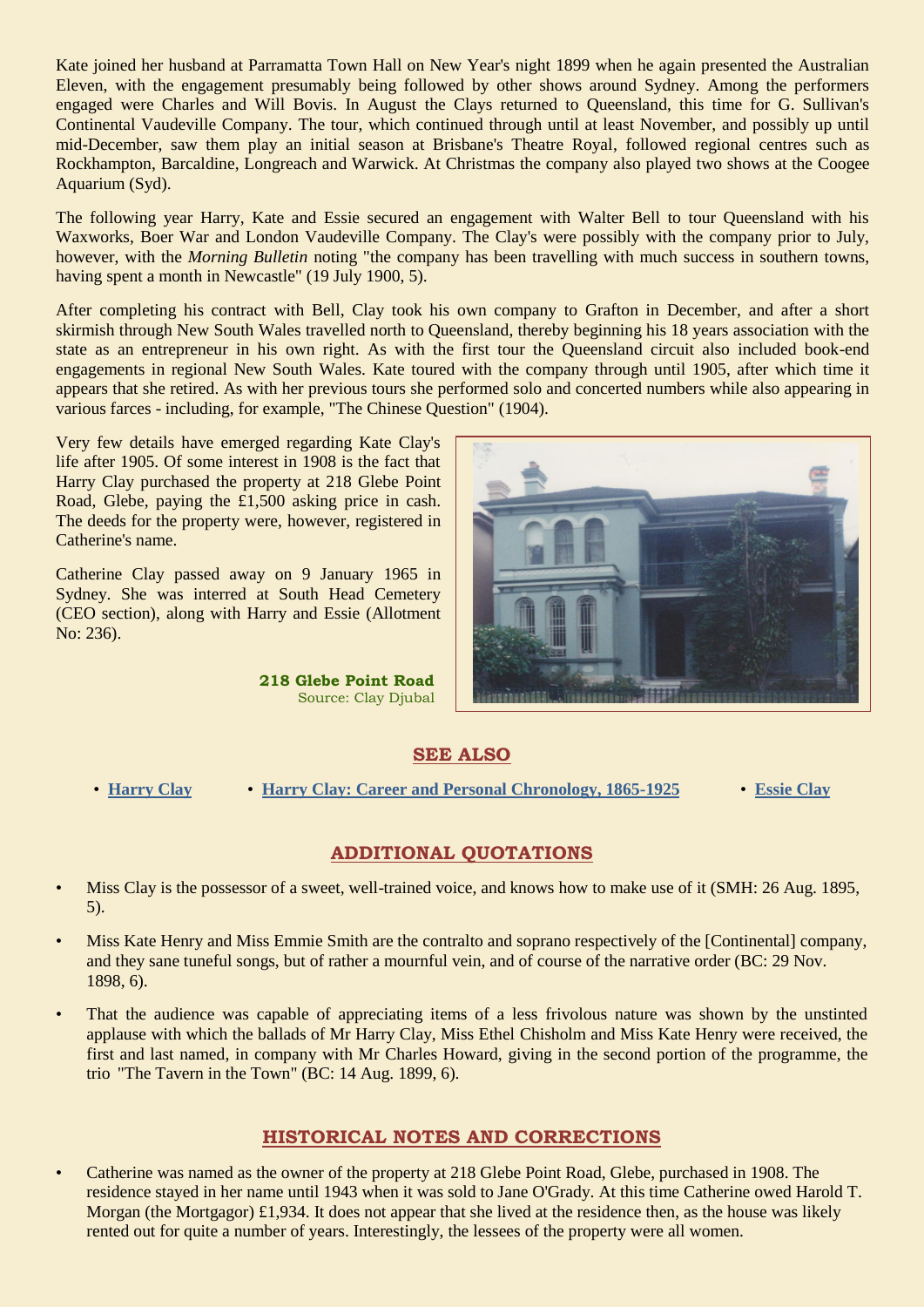Kate joined her husband at Parramatta Town Hall on New Year's night 1899 when he again presented the Australian Eleven, with the engagement presumably being followed by other shows around Sydney. Among the performers engaged were Charles and Will Bovis. In August the Clays returned to Queensland, this time for G. Sullivan's Continental Vaudeville Company. The tour, which continued through until at least November, and possibly up until mid-December, saw them play an initial season at Brisbane's Theatre Royal, followed regional centres such as Rockhampton, Barcaldine, Longreach and Warwick. At Christmas the company also played two shows at the Coogee Aquarium (Syd).

The following year Harry, Kate and Essie secured an engagement with Walter Bell to tour Queensland with his Waxworks, Boer War and London Vaudeville Company. The Clay's were possibly with the company prior to July, however, with the *Morning Bulletin* noting "the company has been travelling with much success in southern towns, having spent a month in Newcastle" (19 July 1900, 5).

After completing his contract with Bell, Clay took his own company to Grafton in December, and after a short skirmish through New South Wales travelled north to Queensland, thereby beginning his 18 years association with the state as an entrepreneur in his own right. As with the first tour the Queensland circuit also included book-end engagements in regional New South Wales. Kate toured with the company through until 1905, after which time it appears that she retired. As with her previous tours she performed solo and concerted numbers while also appearing in various farces - including, for example, "The Chinese Question" (1904).

Very few details have emerged regarding Kate Clay's life after 1905. Of some interest in 1908 is the fact that Harry Clay purchased the property at 218 Glebe Point Road, Glebe, paying the £1,500 asking price in cash. The deeds for the property were, however, registered in Catherine's name.

Catherine Clay passed away on 9 January 1965 in Sydney. She was interred at South Head Cemetery (CEO section), along with Harry and Essie (Allotment No: 236).

**218 Glebe Point Road**
Source: Clay Djubal

## SEE ALSO

- Harry Clay
- Harry Clay: Career and Personal Chronology, 1865-1925
- Essie Clay

## ADDITIONAL QUOTATIONS

- Miss Clay is the possessor of a sweet, well-trained voice, and knows how to make use of it (SMH: 26 Aug. 1895, 5).
- Miss Kate Henry and Miss Emmie Smith are the contralto and soprano respectively of the [Continental] company, and they sane tuneful songs, but of rather a mournful vein, and of course of the narrative order (BC: 29 Nov. 1898, 6).
- That the audience was capable of appreciating items of a less frivolous nature was shown by the unstinted applause with which the ballads of Mr Harry Clay, Miss Ethel Chisholm and Miss Kate Henry were received, the first and last named, in company with Mr Charles Howard, giving in the second portion of the programme, the trio "The Tavern in the Town" (BC: 14 Aug. 1899, 6).

## HISTORICAL NOTES AND CORRECTIONS

- Catherine was named as the owner of the property at 218 Glebe Point Road, Glebe, purchased in 1908. The residence stayed in her name until 1943 when it was sold to Jane O'Grady. At this time Catherine owed Harold T. Morgan (the Mortgagor) £1,934. It does not appear that she lived at the residence then, as the house was likely rented out for quite a number of years. Interestingly, the lessees of the property were all women.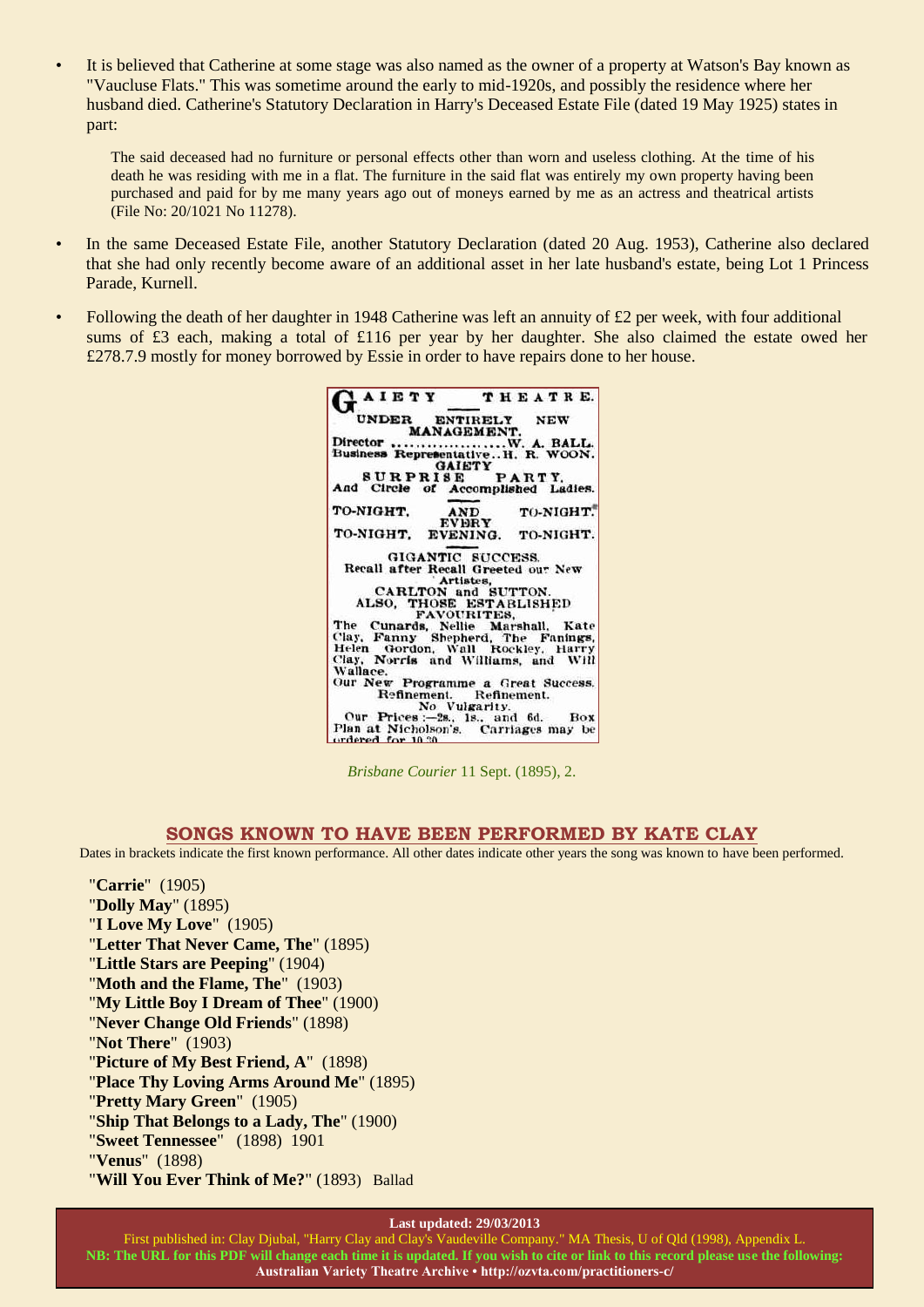- It is believed that Catherine at some stage was also named as the owner of a property at Watson's Bay known as "Vaucluse Flats." This was sometime around the early to mid-1920s, and possibly the residence where her husband died. Catherine's Statutory Declaration in Harry's Deceased Estate File (dated 19 May 1925) states in part:

> The said deceased had no furniture or personal effects other than worn and useless clothing. At the time of his death he was residing with me in a flat. The furniture in the said flat was entirely my own property having been purchased and paid for by me many years ago out of moneys earned by me as an actress and theatrical artists (File No: 20/1021 No 11278).

- In the same Deceased Estate File, another Statutory Declaration (dated 20 Aug. 1953), Catherine also declared that she had only recently become aware of an additional asset in her late husband's estate, being Lot 1 Princess Parade, Kurnell.

- Following the death of her daughter in 1948 Catherine was left an annuity of £2 per week, with four additional sums of £3 each, making a total of £116 per year by her daughter. She also claimed the estate owed her £278.7.9 mostly for money borrowed by Essie in order to have repairs done to her house.

GAIETY THEATRE.
UNDER ENTIRELY NEW MANAGEMENT.
Director ..................W. A. BALL.
Business Representative..H. R. WOON.
GAIETY
SURPRISE PARTY,
And Circle of Accomplished Ladies.
TO-NIGHT, AND EVERY EVENING. TO-NIGHT.
TO-NIGHT, TO-NIGHT.
GIGANTIC SUCCESS.
Recall after Recall Greeted our New Artistes,
CARLTON and SUTTON.
ALSO, THOSE ESTABLISHED FAVOURITES,
The Cunards, Nellie Marshall, Kate Clay, Fanny Shepherd, The Fanings, Helen Gordon, Wall Rockley, Harry Clay, Norris and Williams, and Will Wallace.
Our New Programme a Great Success.
Refinement. Refinement.
No Vulgarity.
Our Prices :—2s., 1s., and 6d. Box Plan at Nicholson's. Carriages may be ordered for 10.30.

*Brisbane Courier* 11 Sept. (1895), 2.

## SONGS KNOWN TO HAVE BEEN PERFORMED BY KATE CLAY

Dates in brackets indicate the first known performance. All other dates indicate other years the song was known to have been performed.

"**Carrie**" (1905)
"**Dolly May**" (1895)
"**I Love My Love**" (1905)
"**Letter That Never Came, The**" (1895)
"**Little Stars are Peeping**" (1904)
"**Moth and the Flame, The**" (1903)
"**My Little Boy I Dream of Thee**" (1900)
"**Never Change Old Friends**" (1898)
"**Not There**" (1903)
"**Picture of My Best Friend, A**" (1898)
"**Place Thy Loving Arms Around Me**" (1895)
"**Pretty Mary Green**" (1905)
"**Ship That Belongs to a Lady, The**" (1900)
"**Sweet Tennessee**" (1898) 1901
"**Venus**" (1898)
"**Will You Ever Think of Me?**" (1893) Ballad

**Last updated: 29/03/2013**
First published in: Clay Djubal, "Harry Clay and Clay's Vaudeville Company." MA Thesis, U of Qld (1998), Appendix L.
**NB: The URL for this PDF will change each time it is updated. If you wish to cite or link to this record please use the following:**
**Australian Variety Theatre Archive • http://ozvta.com/practitioners-c/**